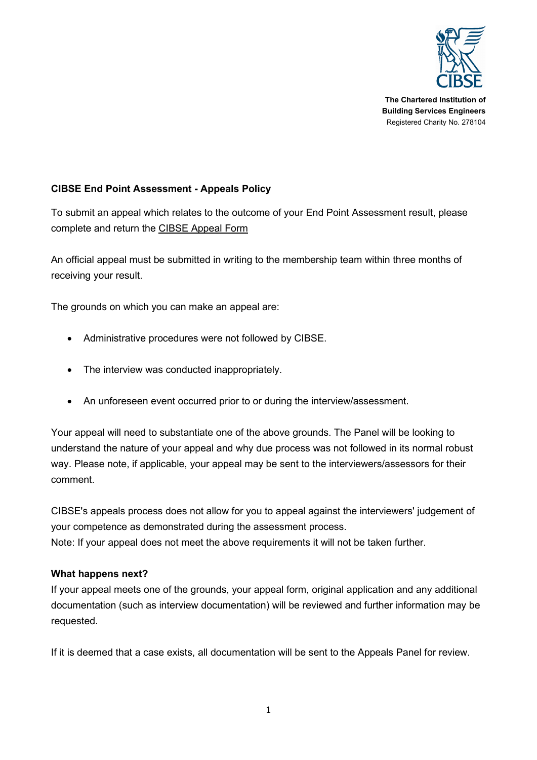The Chartered Institution of
**Building Services Engineers**
Registered Charity No. 278104

**CIBSE End Point Assessment - Appeals Policy**

To submit an appeal which relates to the outcome of your End Point Assessment result, please complete and return the CIBSE Appeal Form

An official appeal must be submitted in writing to the membership team within three months of receiving your result.

The grounds on which you can make an appeal are:

- Administrative procedures were not followed by CIBSE.
- The interview was conducted inappropriately.
- An unforeseen event occurred prior to or during the interview/assessment.

Your appeal will need to substantiate one of the above grounds. The Panel will be looking to understand the nature of your appeal and why due process was not followed in its normal robust way. Please note, if applicable, your appeal may be sent to the interviewers/assessors for their comment.

CIBSE's appeals process does not allow for you to appeal against the interviewers' judgement of your competence as demonstrated during the assessment process.
Note: If your appeal does not meet the above requirements it will not be taken further.

**What happens next?**
If your appeal meets one of the grounds, your appeal form, original application and any additional documentation (such as interview documentation) will be reviewed and further information may be requested.

If it is deemed that a case exists, all documentation will be sent to the Appeals Panel for review.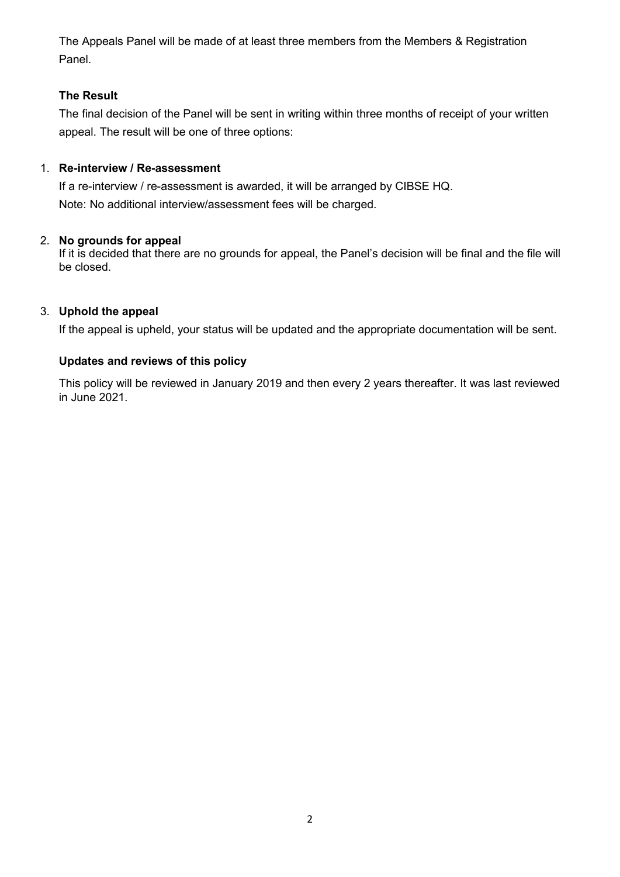The Appeals Panel will be made of at least three members from the Members & Registration Panel.

**The Result**

The final decision of the Panel will be sent in writing within three months of receipt of your written appeal. The result will be one of three options:

1. **Re-interview / Re-assessment**

   If a re-interview / re-assessment is awarded, it will be arranged by CIBSE HQ.
   Note: No additional interview/assessment fees will be charged.

2. **No grounds for appeal**

   If it is decided that there are no grounds for appeal, the Panel's decision will be final and the file will be closed.

3. **Uphold the appeal**

   If the appeal is upheld, your status will be updated and the appropriate documentation will be sent.

**Updates and reviews of this policy**

This policy will be reviewed in January 2019 and then every 2 years thereafter. It was last reviewed in June 2021.